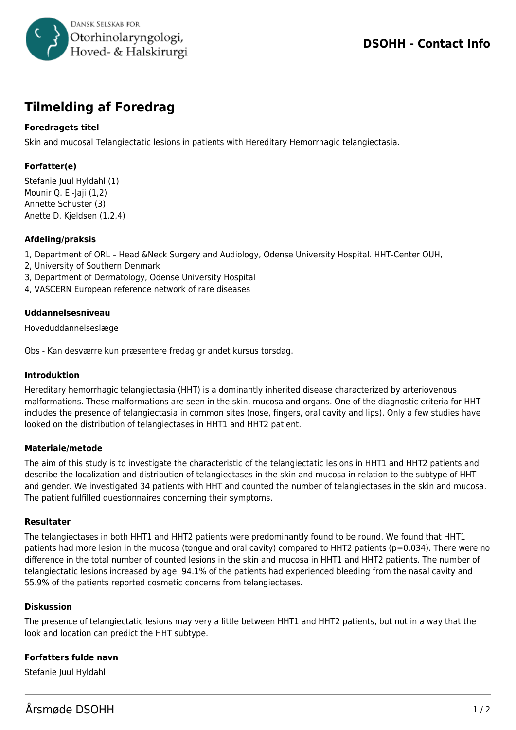# Tilmelding af Foredrag

**Foredragets titel**

Skin and mucosal Telangiectatic lesions in patients with Hereditary Hemorrhagic telangiectasia.

**Forfatter(e)**

Stefanie Juul Hyldahl (1)
Mounir Q. El-Jaji (1,2)
Annette Schuster (3)
Anette D. Kjeldsen (1,2,4)

**Afdeling/praksis**

1, Department of ORL – Head &Neck Surgery and Audiology, Odense University Hospital. HHT-Center OUH,
2, University of Southern Denmark
3, Department of Dermatology, Odense University Hospital
4, VASCERN European reference network of rare diseases

**Uddannelsesniveau**

Hoveduddannelseslæge

Obs - Kan desværre kun præsentere fredag gr andet kursus torsdag.

**Introduktion**

Hereditary hemorrhagic telangiectasia (HHT) is a dominantly inherited disease characterized by arteriovenous malformations. These malformations are seen in the skin, mucosa and organs. One of the diagnostic criteria for HHT includes the presence of telangiectasia in common sites (nose, fingers, oral cavity and lips). Only a few studies have looked on the distribution of telangiectases in HHT1 and HHT2 patient.

**Materiale/metode**

The aim of this study is to investigate the characteristic of the telangiectatic lesions in HHT1 and HHT2 patients and describe the localization and distribution of telangiectases in the skin and mucosa in relation to the subtype of HHT and gender. We investigated 34 patients with HHT and counted the number of telangiectases in the skin and mucosa. The patient fulfilled questionnaires concerning their symptoms.

**Resultater**

The telangiectases in both HHT1 and HHT2 patients were predominantly found to be round. We found that HHT1 patients had more lesion in the mucosa (tongue and oral cavity) compared to HHT2 patients ($p=0.034$). There were no difference in the total number of counted lesions in the skin and mucosa in HHT1 and HHT2 patients. The number of telangiectatic lesions increased by age. 94.1% of the patients had experienced bleeding from the nasal cavity and 55.9% of the patients reported cosmetic concerns from telangiectases.

**Diskussion**

The presence of telangiectatic lesions may very a little between HHT1 and HHT2 patients, but not in a way that the look and location can predict the HHT subtype.

**Forfatters fulde navn**

Stefanie Juul Hyldahl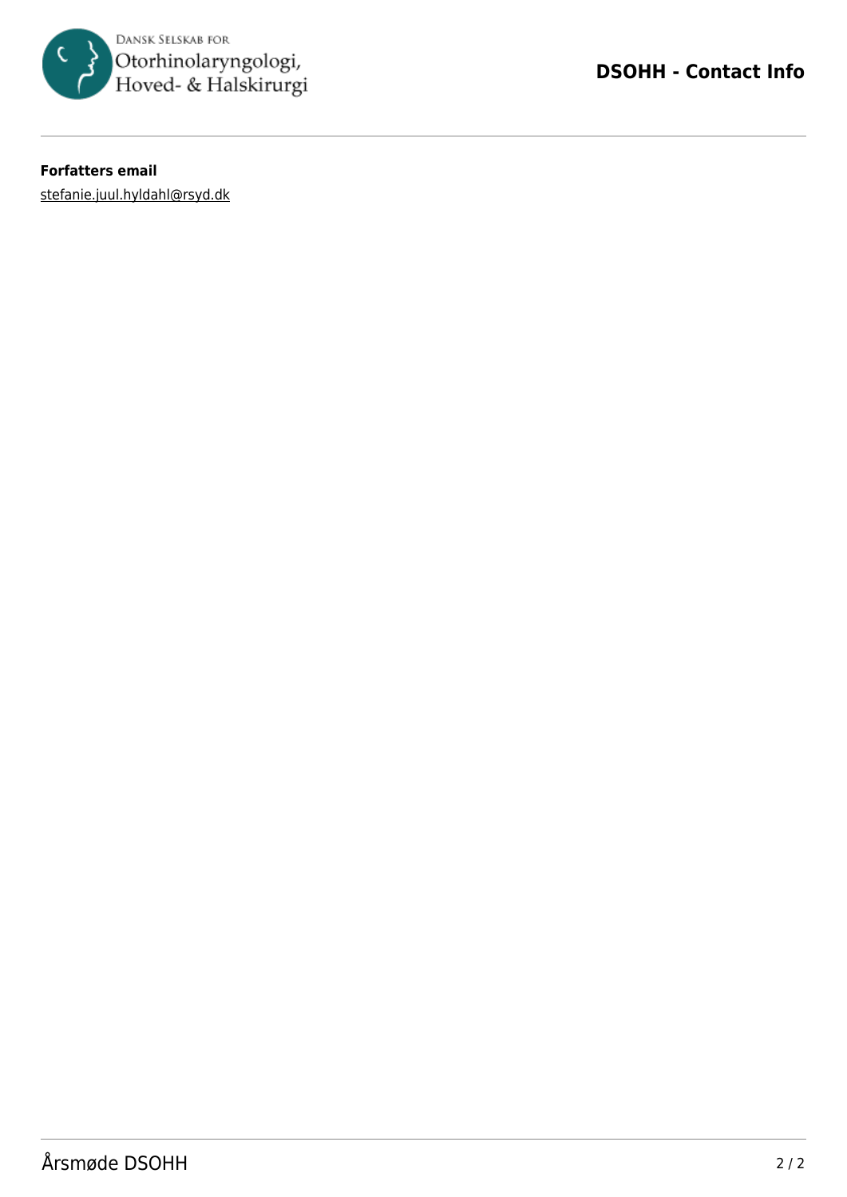**Forfatters email**

stefanie.juul.hyldahl@rsyd.dk